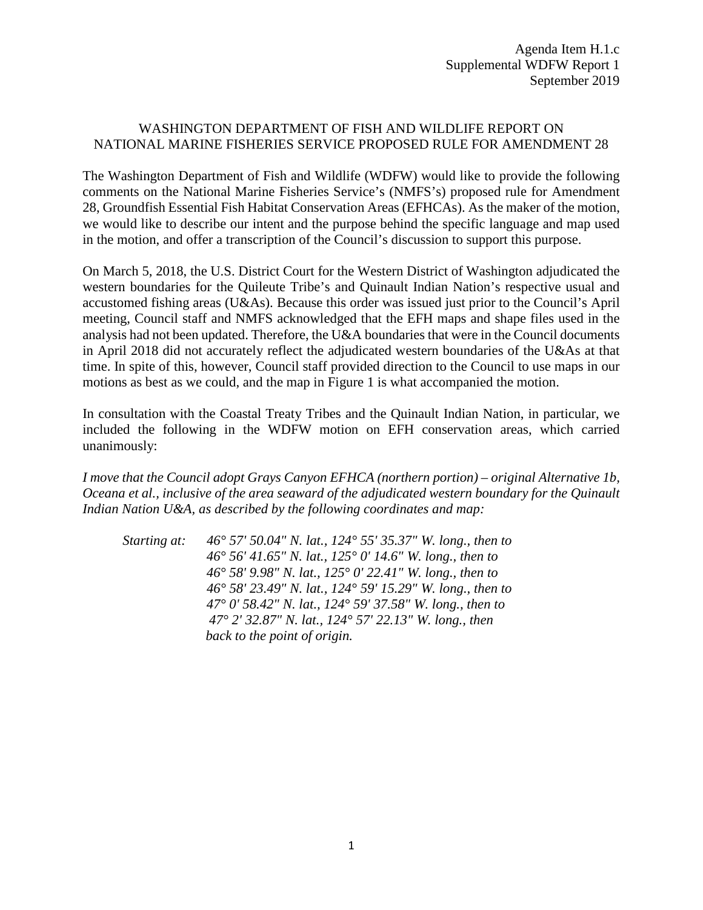Agenda Item H.1.c
Supplemental WDFW Report 1
September 2019

# WASHINGTON DEPARTMENT OF FISH AND WILDLIFE REPORT ON NATIONAL MARINE FISHERIES SERVICE PROPOSED RULE FOR AMENDMENT 28

The Washington Department of Fish and Wildlife (WDFW) would like to provide the following comments on the National Marine Fisheries Service's (NMFS's) proposed rule for Amendment 28, Groundfish Essential Fish Habitat Conservation Areas (EFHCAs). As the maker of the motion, we would like to describe our intent and the purpose behind the specific language and map used in the motion, and offer a transcription of the Council's discussion to support this purpose.

On March 5, 2018, the U.S. District Court for the Western District of Washington adjudicated the western boundaries for the Quileute Tribe's and Quinault Indian Nation's respective usual and accustomed fishing areas (U&As). Because this order was issued just prior to the Council's April meeting, Council staff and NMFS acknowledged that the EFH maps and shape files used in the analysis had not been updated. Therefore, the U&A boundaries that were in the Council documents in April 2018 did not accurately reflect the adjudicated western boundaries of the U&As at that time. In spite of this, however, Council staff provided direction to the Council to use maps in our motions as best as we could, and the map in Figure 1 is what accompanied the motion.

In consultation with the Coastal Treaty Tribes and the Quinault Indian Nation, in particular, we included the following in the WDFW motion on EFH conservation areas, which carried unanimously:

*I move that the Council adopt Grays Canyon EFHCA (northern portion) – original Alternative 1b, Oceana et al., inclusive of the area seaward of the adjudicated western boundary for the Quinault Indian Nation U&A, as described by the following coordinates and map:*

*Starting at: 46° 57' 50.04" N. lat., 124° 55' 35.37" W. long., then to*
*46° 56' 41.65" N. lat., 125° 0' 14.6" W. long., then to*
*46° 58' 9.98" N. lat., 125° 0' 22.41" W. long., then to*
*46° 58' 23.49" N. lat., 124° 59' 15.29" W. long., then to*
*47° 0' 58.42" N. lat., 124° 59' 37.58" W. long., then to*
*47° 2' 32.87" N. lat., 124° 57' 22.13" W. long., then*
*back to the point of origin.*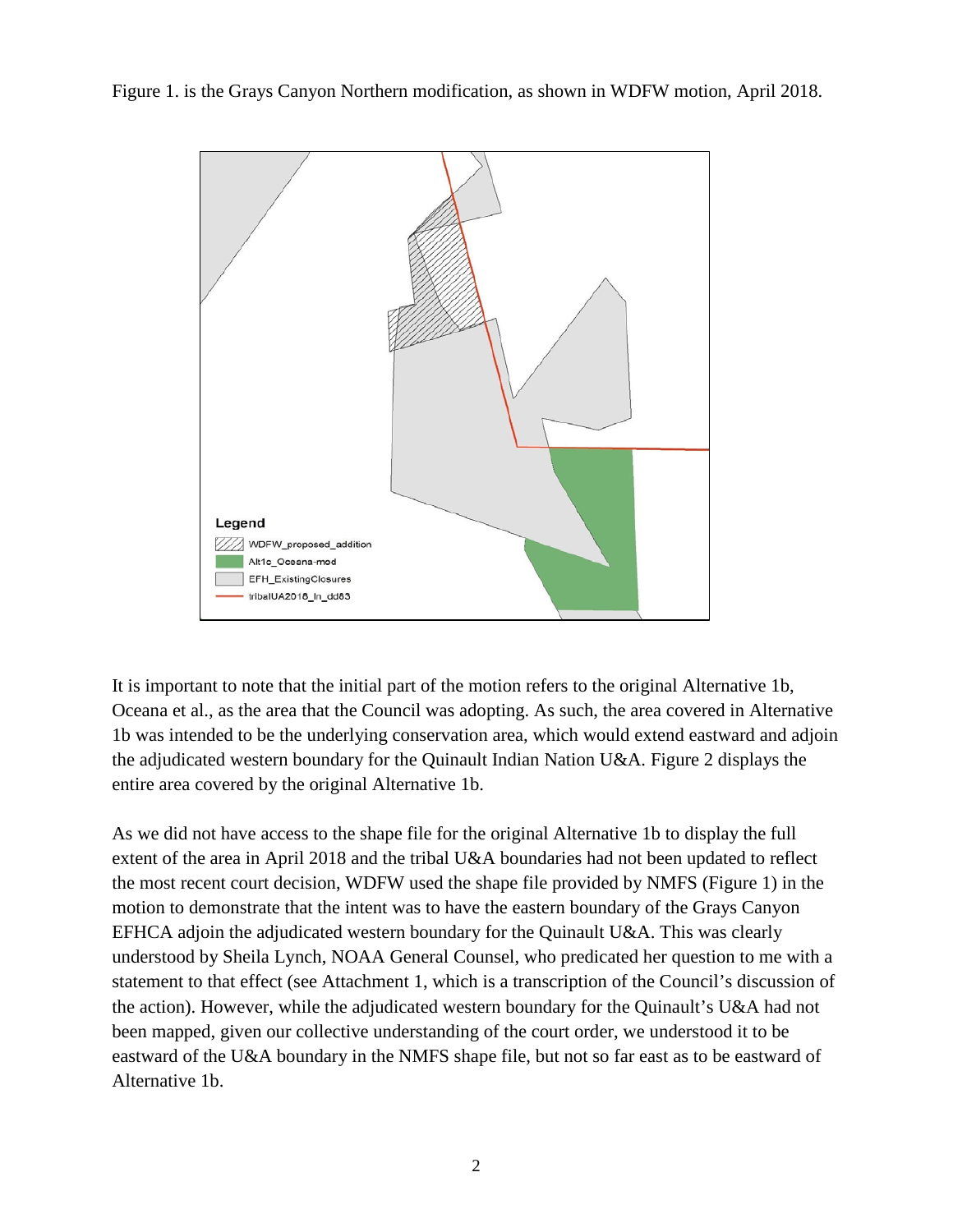Figure 1. is the Grays Canyon Northern modification, as shown in WDFW motion, April 2018.

Legend

- WDFW_proposed_addition
- Alt1c_Oceana-mod
- EFH_ExistingClosures
- tribalUA2018_ln_dd83

It is important to note that the initial part of the motion refers to the original Alternative 1b, Oceana et al., as the area that the Council was adopting. As such, the area covered in Alternative 1b was intended to be the underlying conservation area, which would extend eastward and adjoin the adjudicated western boundary for the Quinault Indian Nation U&A. Figure 2 displays the entire area covered by the original Alternative 1b.

As we did not have access to the shape file for the original Alternative 1b to display the full extent of the area in April 2018 and the tribal U&A boundaries had not been updated to reflect the most recent court decision, WDFW used the shape file provided by NMFS (Figure 1) in the motion to demonstrate that the intent was to have the eastern boundary of the Grays Canyon EFHCA adjoin the adjudicated western boundary for the Quinault U&A. This was clearly understood by Sheila Lynch, NOAA General Counsel, who predicated her question to me with a statement to that effect (see Attachment 1, which is a transcription of the Council's discussion of the action). However, while the adjudicated western boundary for the Quinault's U&A had not been mapped, given our collective understanding of the court order, we understood it to be eastward of the U&A boundary in the NMFS shape file, but not so far east as to be eastward of Alternative 1b.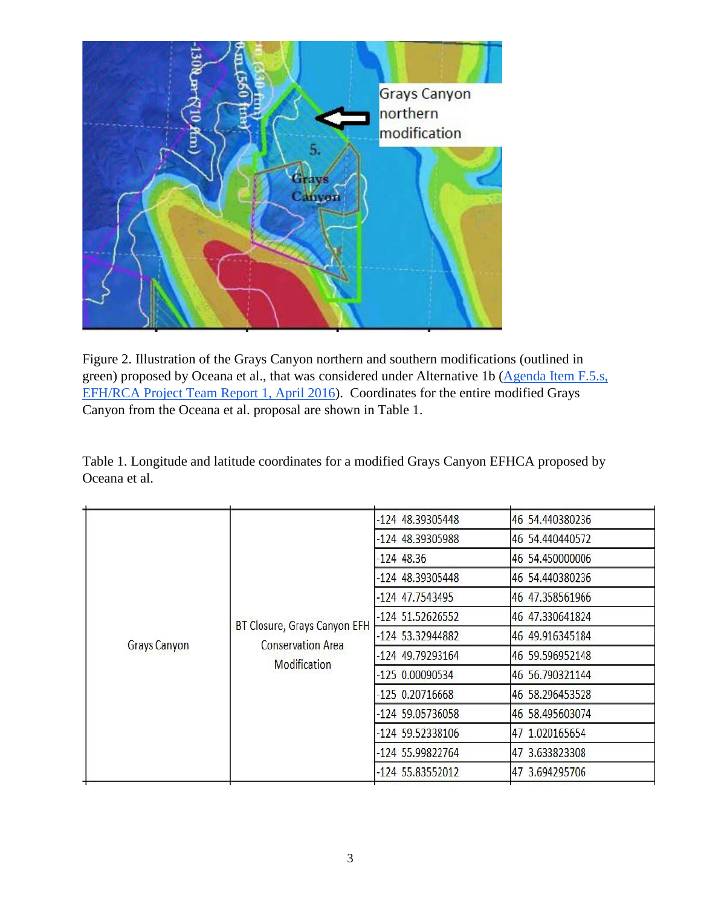Figure 2. Illustration of the Grays Canyon northern and southern modifications (outlined in green) proposed by Oceana et al., that was considered under Alternative 1b (Agenda Item F.5.s, EFH/RCA Project Team Report 1, April 2016). Coordinates for the entire modified Grays Canyon from the Oceana et al. proposal are shown in Table 1.

Table 1. Longitude and latitude coordinates for a modified Grays Canyon EFHCA proposed by Oceana et al.

| | | | |
|---|---|---|---|
| Grays Canyon | BT Closure, Grays Canyon EFH Conservation Area Modification | -124 48.39305448 | 46 54.440380236 |
| | | -124 48.39305988 | 46 54.440440572 |
| | | -124 48.36 | 46 54.450000006 |
| | | -124 48.39305448 | 46 54.440380236 |
| | | -124 47.7543495 | 46 47.358561966 |
| | | -124 51.52626552 | 46 47.330641824 |
| | | -124 53.32944882 | 46 49.916345184 |
| | | -124 49.79293164 | 46 59.596952148 |
| | | -125 0.00090534 | 46 56.790321144 |
| | | -125 0.20716668 | 46 58.296453528 |
| | | -124 59.05736058 | 46 58.495603074 |
| | | -124 59.52338106 | 47 1.020165654 |
| | | -124 55.99822764 | 47 3.633823308 |
| | | -124 55.83552012 | 47 3.694295706 |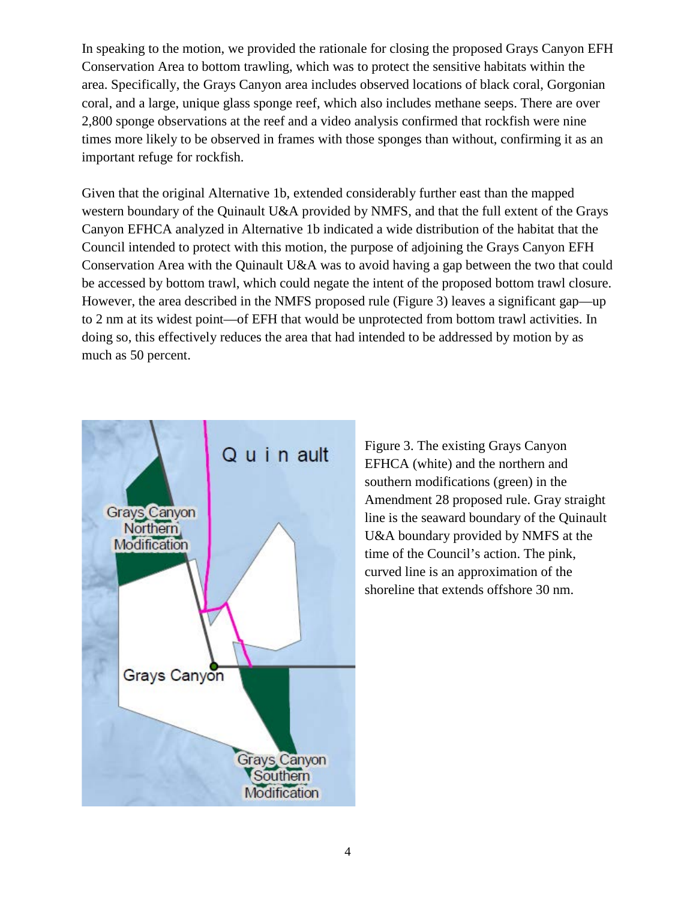In speaking to the motion, we provided the rationale for closing the proposed Grays Canyon EFH Conservation Area to bottom trawling, which was to protect the sensitive habitats within the area. Specifically, the Grays Canyon area includes observed locations of black coral, Gorgonian coral, and a large, unique glass sponge reef, which also includes methane seeps. There are over 2,800 sponge observations at the reef and a video analysis confirmed that rockfish were nine times more likely to be observed in frames with those sponges than without, confirming it as an important refuge for rockfish.

Given that the original Alternative 1b, extended considerably further east than the mapped western boundary of the Quinault U&A provided by NMFS, and that the full extent of the Grays Canyon EFHCA analyzed in Alternative 1b indicated a wide distribution of the habitat that the Council intended to protect with this motion, the purpose of adjoining the Grays Canyon EFH Conservation Area with the Quinault U&A was to avoid having a gap between the two that could be accessed by bottom trawl, which could negate the intent of the proposed bottom trawl closure. However, the area described in the NMFS proposed rule (Figure 3) leaves a significant gap—up to 2 nm at its widest point—of EFH that would be unprotected from bottom trawl activities. In doing so, this effectively reduces the area that had intended to be addressed by motion by as much as 50 percent.

Figure 3. The existing Grays Canyon EFHCA (white) and the northern and southern modifications (green) in the Amendment 28 proposed rule. Gray straight line is the seaward boundary of the Quinault U&A boundary provided by NMFS at the time of the Council's action. The pink, curved line is an approximation of the shoreline that extends offshore 30 nm.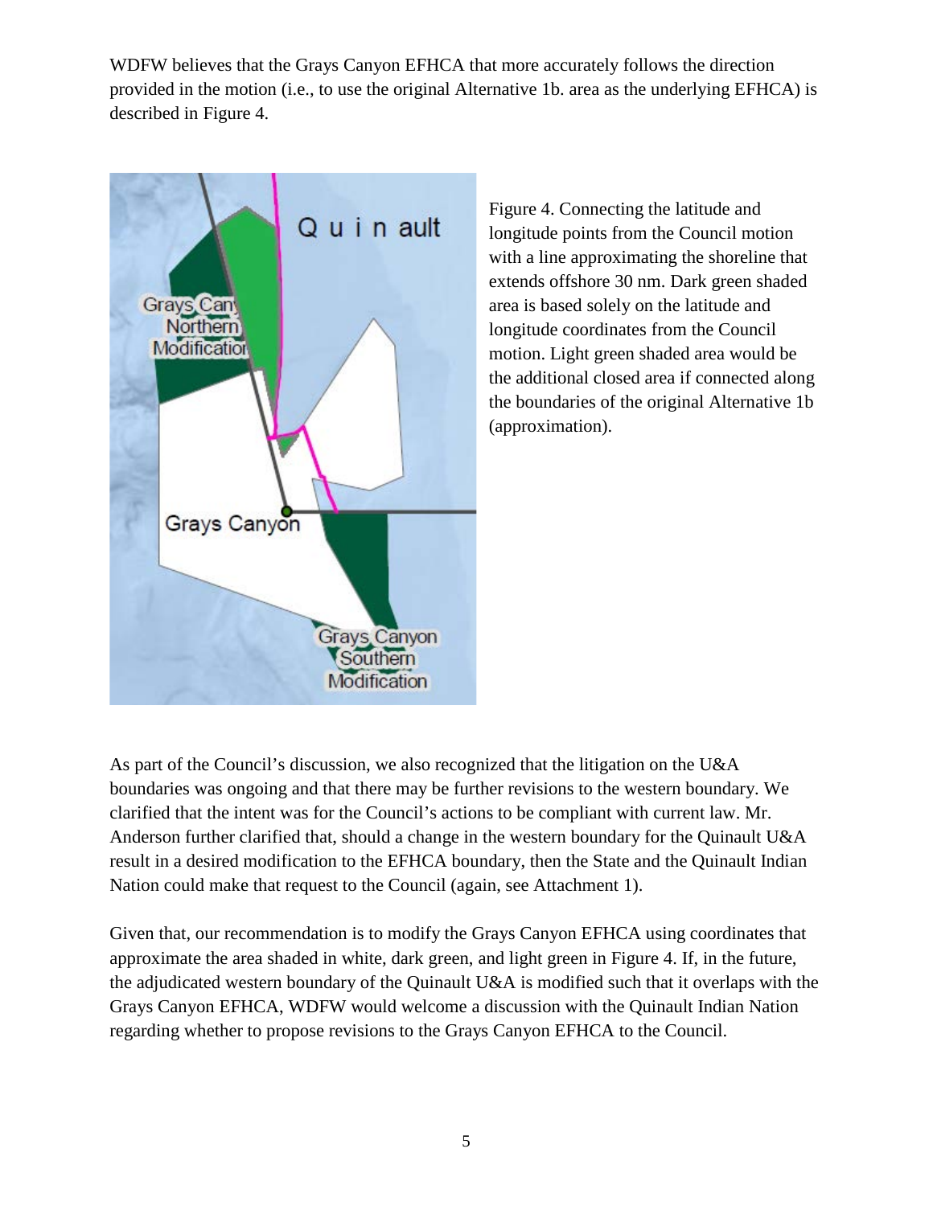WDFW believes that the Grays Canyon EFHCA that more accurately follows the direction provided in the motion (i.e., to use the original Alternative 1b. area as the underlying EFHCA) is described in Figure 4.

Figure 4. Connecting the latitude and longitude points from the Council motion with a line approximating the shoreline that extends offshore 30 nm. Dark green shaded area is based solely on the latitude and longitude coordinates from the Council motion. Light green shaded area would be the additional closed area if connected along the boundaries of the original Alternative 1b (approximation).

As part of the Council's discussion, we also recognized that the litigation on the U&A boundaries was ongoing and that there may be further revisions to the western boundary. We clarified that the intent was for the Council's actions to be compliant with current law. Mr. Anderson further clarified that, should a change in the western boundary for the Quinault U&A result in a desired modification to the EFHCA boundary, then the State and the Quinault Indian Nation could make that request to the Council (again, see Attachment 1).

Given that, our recommendation is to modify the Grays Canyon EFHCA using coordinates that approximate the area shaded in white, dark green, and light green in Figure 4. If, in the future, the adjudicated western boundary of the Quinault U&A is modified such that it overlaps with the Grays Canyon EFHCA, WDFW would welcome a discussion with the Quinault Indian Nation regarding whether to propose revisions to the Grays Canyon EFHCA to the Council.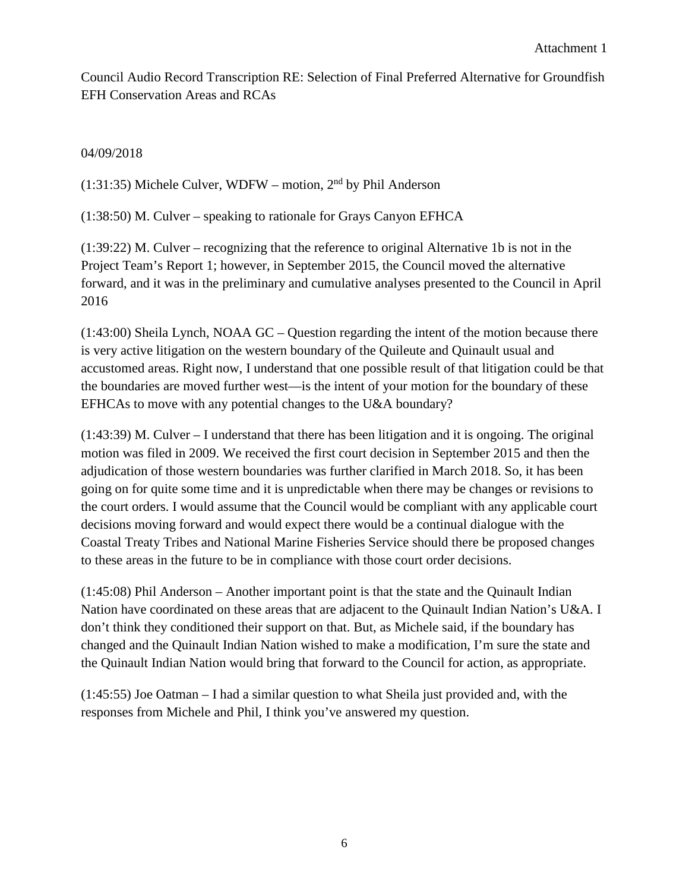Attachment 1

Council Audio Record Transcription RE: Selection of Final Preferred Alternative for Groundfish EFH Conservation Areas and RCAs

04/09/2018

(1:31:35) Michele Culver, WDFW – motion, 2nd by Phil Anderson

(1:38:50) M. Culver – speaking to rationale for Grays Canyon EFHCA

(1:39:22) M. Culver – recognizing that the reference to original Alternative 1b is not in the Project Team's Report 1; however, in September 2015, the Council moved the alternative forward, and it was in the preliminary and cumulative analyses presented to the Council in April 2016

(1:43:00) Sheila Lynch, NOAA GC – Question regarding the intent of the motion because there is very active litigation on the western boundary of the Quileute and Quinault usual and accustomed areas. Right now, I understand that one possible result of that litigation could be that the boundaries are moved further west—is the intent of your motion for the boundary of these EFHCAs to move with any potential changes to the U&A boundary?

(1:43:39) M. Culver – I understand that there has been litigation and it is ongoing. The original motion was filed in 2009. We received the first court decision in September 2015 and then the adjudication of those western boundaries was further clarified in March 2018. So, it has been going on for quite some time and it is unpredictable when there may be changes or revisions to the court orders. I would assume that the Council would be compliant with any applicable court decisions moving forward and would expect there would be a continual dialogue with the Coastal Treaty Tribes and National Marine Fisheries Service should there be proposed changes to these areas in the future to be in compliance with those court order decisions.

(1:45:08) Phil Anderson – Another important point is that the state and the Quinault Indian Nation have coordinated on these areas that are adjacent to the Quinault Indian Nation's U&A. I don't think they conditioned their support on that. But, as Michele said, if the boundary has changed and the Quinault Indian Nation wished to make a modification, I'm sure the state and the Quinault Indian Nation would bring that forward to the Council for action, as appropriate.

(1:45:55) Joe Oatman – I had a similar question to what Sheila just provided and, with the responses from Michele and Phil, I think you've answered my question.